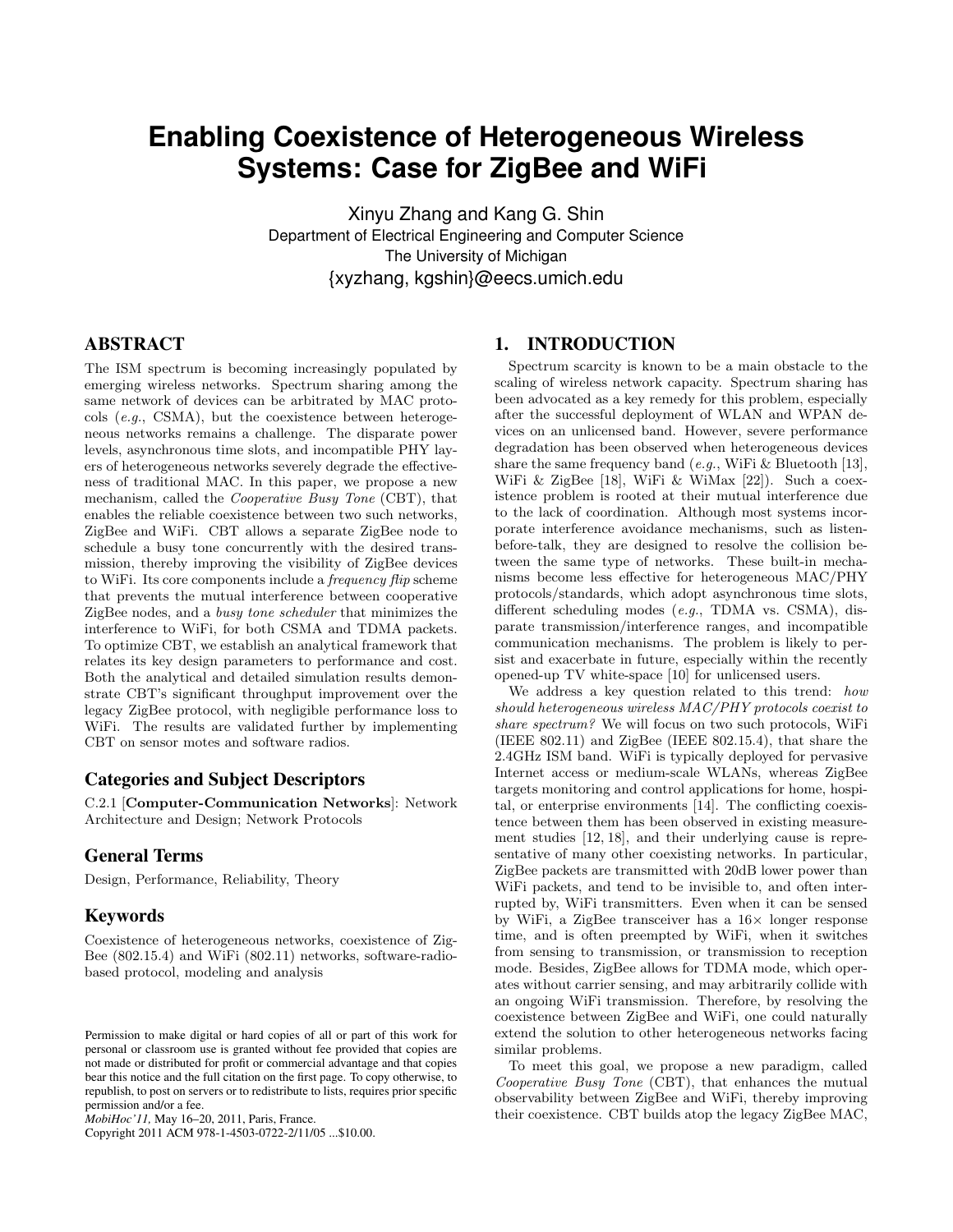# Enabling Coexistence of Heterogeneous Wireless Systems: Case for ZigBee and WiFi

Xinyu Zhang and Kang G. Shin
Department of Electrical Engineering and Computer Science
The University of Michigan
{xyzhang, kgshin}@eecs.umich.edu

## ABSTRACT

The ISM spectrum is becoming increasingly populated by emerging wireless networks. Spectrum sharing among the same network of devices can be arbitrated by MAC protocols (*e.g.*, CSMA), but the coexistence between heterogeneous networks remains a challenge. The disparate power levels, asynchronous time slots, and incompatible PHY layers of heterogeneous networks severely degrade the effectiveness of traditional MAC. In this paper, we propose a new mechanism, called the *Cooperative Busy Tone* (CBT), that enables the reliable coexistence between two such networks, ZigBee and WiFi. CBT allows a separate ZigBee node to schedule a busy tone concurrently with the desired transmission, thereby improving the visibility of ZigBee devices to WiFi. Its core components include a *frequency flip* scheme that prevents the mutual interference between cooperative ZigBee nodes, and a *busy tone scheduler* that minimizes the interference to WiFi, for both CSMA and TDMA packets. To optimize CBT, we establish an analytical framework that relates its key design parameters to performance and cost. Both the analytical and detailed simulation results demonstrate CBT's significant throughput improvement over the legacy ZigBee protocol, with negligible performance loss to WiFi. The results are validated further by implementing CBT on sensor motes and software radios.

### Categories and Subject Descriptors

C.2.1 [**Computer-Communication Networks**]: Network Architecture and Design; Network Protocols

### General Terms

Design, Performance, Reliability, Theory

### Keywords

Coexistence of heterogeneous networks, coexistence of ZigBee (802.15.4) and WiFi (802.11) networks, software-radio-based protocol, modeling and analysis

Permission to make digital or hard copies of all or part of this work for personal or classroom use is granted without fee provided that copies are not made or distributed for profit or commercial advantage and that copies bear this notice and the full citation on the first page. To copy otherwise, to republish, to post on servers or to redistribute to lists, requires prior specific permission and/or a fee.
*MobiHoc'11,* May 16–20, 2011, Paris, France.
Copyright 2011 ACM 978-1-4503-0722-2/11/05 ...$10.00.

## 1. INTRODUCTION

Spectrum scarcity is known to be a main obstacle to the scaling of wireless network capacity. Spectrum sharing has been advocated as a key remedy for this problem, especially after the successful deployment of WLAN and WPAN devices on an unlicensed band. However, severe performance degradation has been observed when heterogeneous devices share the same frequency band (*e.g.*, WiFi & Bluetooth [13], WiFi & ZigBee [18], WiFi & WiMax [22]). Such a coexistence problem is rooted at their mutual interference due to the lack of coordination. Although most systems incorporate interference avoidance mechanisms, such as listen-before-talk, they are designed to resolve the collision between the same type of networks. These built-in mechanisms become less effective for heterogeneous MAC/PHY protocols/standards, which adopt asynchronous time slots, different scheduling modes (*e.g.*, TDMA vs. CSMA), disparate transmission/interference ranges, and incompatible communication mechanisms. The problem is likely to persist and exacerbate in future, especially within the recently opened-up TV white-space [10] for unlicensed users.

We address a key question related to this trend: *how should heterogeneous wireless MAC/PHY protocols coexist to share spectrum?* We will focus on two such protocols, WiFi (IEEE 802.11) and ZigBee (IEEE 802.15.4), that share the 2.4GHz ISM band. WiFi is typically deployed for pervasive Internet access or medium-scale WLANs, whereas ZigBee targets monitoring and control applications for home, hospital, or enterprise environments [14]. The conflicting coexistence between them has been observed in existing measurement studies [12, 18], and their underlying cause is representative of many other coexisting networks. In particular, ZigBee packets are transmitted with 20dB lower power than WiFi packets, and tend to be invisible to, and often interrupted by, WiFi transmitters. Even when it can be sensed by WiFi, a ZigBee transceiver has a 16× longer response time, and is often preempted by WiFi, when it switches from sensing to transmission, or transmission to reception mode. Besides, ZigBee allows for TDMA mode, which operates without carrier sensing, and may arbitrarily collide with an ongoing WiFi transmission. Therefore, by resolving the coexistence between ZigBee and WiFi, one could naturally extend the solution to other heterogeneous networks facing similar problems.

To meet this goal, we propose a new paradigm, called *Cooperative Busy Tone* (CBT), that enhances the mutual observability between ZigBee and WiFi, thereby improving their coexistence. CBT builds atop the legacy ZigBee MAC,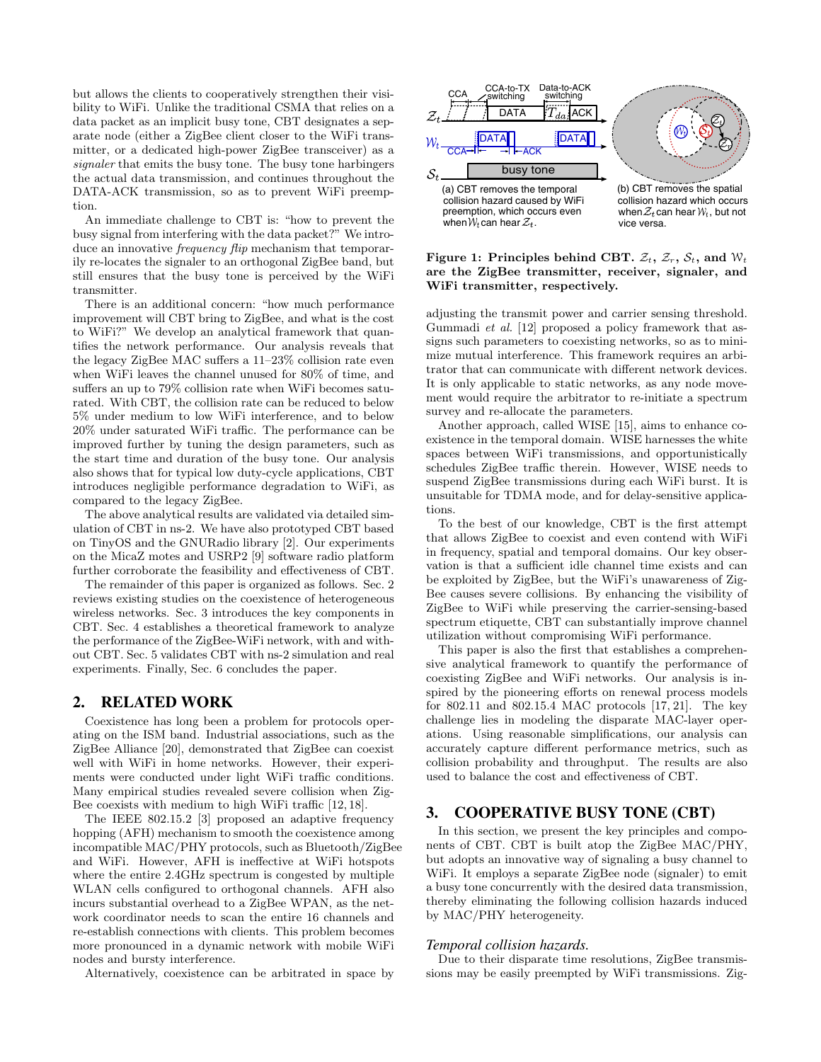but allows the clients to cooperatively strengthen their visibility to WiFi. Unlike the traditional CSMA that relies on a data packet as an implicit busy tone, CBT designates a separate node (either a ZigBee client closer to the WiFi transmitter, or a dedicated high-power ZigBee transceiver) as a *signaler* that emits the busy tone. The busy tone harbingers the actual data transmission, and continues throughout the DATA-ACK transmission, so as to prevent WiFi preemption.

An immediate challenge to CBT is: "how to prevent the busy signal from interfering with the data packet?" We introduce an innovative *frequency flip* mechanism that temporarily re-locates the signaler to an orthogonal ZigBee band, but still ensures that the busy tone is perceived by the WiFi transmitter.

There is an additional concern: "how much performance improvement will CBT bring to ZigBee, and what is the cost to WiFi?" We develop an analytical framework that quantifies the network performance. Our analysis reveals that the legacy ZigBee MAC suffers a 11–23% collision rate even when WiFi leaves the channel unused for 80% of time, and suffers an up to 79% collision rate when WiFi becomes saturated. With CBT, the collision rate can be reduced to below 5% under medium to low WiFi interference, and to below 20% under saturated WiFi traffic. The performance can be improved further by tuning the design parameters, such as the start time and duration of the busy tone. Our analysis also shows that for typical low duty-cycle applications, CBT introduces negligible performance degradation to WiFi, as compared to the legacy ZigBee.

The above analytical results are validated via detailed simulation of CBT in ns-2. We have also prototyped CBT based on TinyOS and the GNURadio library [2]. Our experiments on the MicaZ motes and USRP2 [9] software radio platform further corroborate the feasibility and effectiveness of CBT.

The remainder of this paper is organized as follows. Sec. 2 reviews existing studies on the coexistence of heterogeneous wireless networks. Sec. 3 introduces the key components in CBT. Sec. 4 establishes a theoretical framework to analyze the performance of the ZigBee-WiFi network, with and without CBT. Sec. 5 validates CBT with ns-2 simulation and real experiments. Finally, Sec. 6 concludes the paper.

## 2. RELATED WORK

Coexistence has long been a problem for protocols operating on the ISM band. Industrial associations, such as the ZigBee Alliance [20], demonstrated that ZigBee can coexist well with WiFi in home networks. However, their experiments were conducted under light WiFi traffic conditions. Many empirical studies revealed severe collision when ZigBee coexists with medium to high WiFi traffic [12, 18].

The IEEE 802.15.2 [3] proposed an adaptive frequency hopping (AFH) mechanism to smooth the coexistence among incompatible MAC/PHY protocols, such as Bluetooth/ZigBee and WiFi. However, AFH is ineffective at WiFi hotspots where the entire 2.4GHz spectrum is congested by multiple WLAN cells configured to orthogonal channels. AFH also incurs substantial overhead to a ZigBee WPAN, as the network coordinator needs to scan the entire 16 channels and re-establish connections with clients. This problem becomes more pronounced in a dynamic network with mobile WiFi nodes and bursty interference.

Alternatively, coexistence can be arbitrated in space by adjusting the transmit power and carrier sensing threshold. Gummadi *et al.* [12] proposed a policy framework that assigns such parameters to coexisting networks, so as to minimize mutual interference. This framework requires an arbitrator that can communicate with different network devices. It is only applicable to static networks, as any node movement would require the arbitrator to re-initiate a spectrum survey and re-allocate the parameters.

Another approach, called WISE [15], aims to enhance coexistence in the temporal domain. WISE harnesses the white spaces between WiFi transmissions, and opportunistically schedules ZigBee traffic therein. However, WISE needs to suspend ZigBee transmissions during each WiFi burst. It is unsuitable for TDMA mode, and for delay-sensitive applications.

To the best of our knowledge, CBT is the first attempt that allows ZigBee to coexist and even contend with WiFi in frequency, spatial and temporal domains. Our key observation is that a sufficient idle channel time exists and can be exploited by ZigBee, but the WiFi's unawareness of ZigBee causes severe collisions. By enhancing the visibility of ZigBee to WiFi while preserving the carrier-sensing-based spectrum etiquette, CBT can substantially improve channel utilization without compromising WiFi performance.

This paper is also the first that establishes a comprehensive analytical framework to quantify the performance of coexisting ZigBee and WiFi networks. Our analysis is inspired by the pioneering efforts on renewal process models for 802.11 and 802.15.4 MAC protocols [17, 21]. The key challenge lies in modeling the disparate MAC-layer operations. Using reasonable simplifications, our analysis can accurately capture different performance metrics, such as collision probability and throughput. The results are also used to balance the cost and effectiveness of CBT.

(a) CBT removes the temporal collision hazard caused by WiFi preemption, which occurs even when $\mathcal{W}_t$ can hear $\mathcal{Z}_t$.

(b) CBT removes the spatial collision hazard which occurs when $\mathcal{Z}_t$ can hear $\mathcal{W}_t$, but not vice versa.

**Figure 1: Principles behind CBT. $\mathcal{Z}_t$, $\mathcal{Z}_r$, $\mathcal{S}_t$, and $\mathcal{W}_t$ are the ZigBee transmitter, receiver, signaler, and WiFi transmitter, respectively.**

## 3. COOPERATIVE BUSY TONE (CBT)

In this section, we present the key principles and components of CBT. CBT is built atop the ZigBee MAC/PHY, but adopts an innovative way of signaling a busy channel to WiFi. It employs a separate ZigBee node (signaler) to emit a busy tone concurrently with the desired data transmission, thereby eliminating the following collision hazards induced by MAC/PHY heterogeneity.

### *Temporal collision hazards.*

Due to their disparate time resolutions, ZigBee transmissions may be easily preempted by WiFi transmissions. Zig-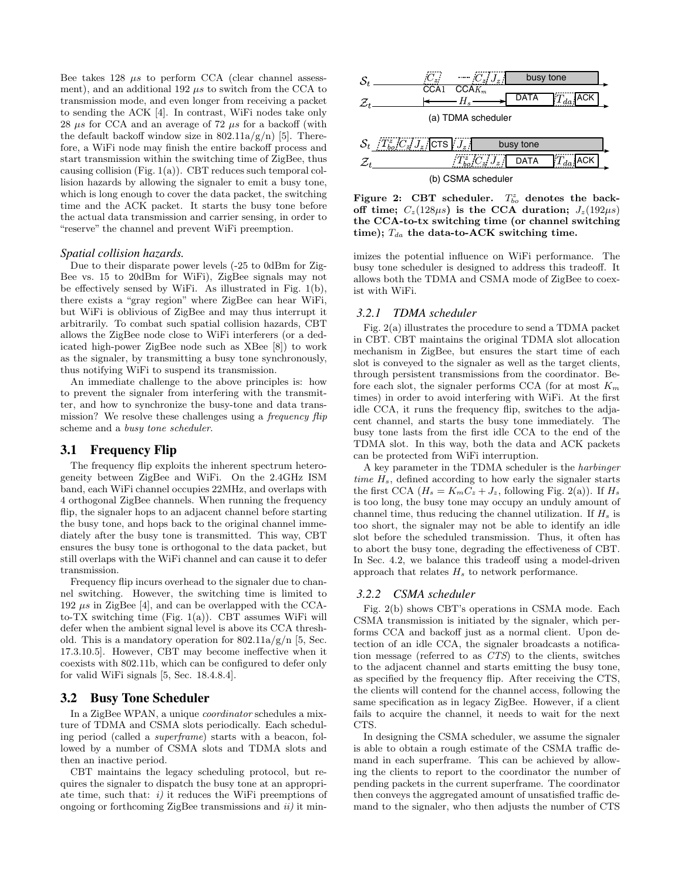Bee takes 128 $\mu s$ to perform CCA (clear channel assessment), and an additional 192 $\mu s$ to switch from the CCA to transmission mode, and even longer from receiving a packet to sending the ACK [4]. In contrast, WiFi nodes take only 28 $\mu s$ for CCA and an average of 72 $\mu s$ for a backoff (with the default backoff window size in 802.11a/g/n) [5]. Therefore, a WiFi node may finish the entire backoff process and start transmission within the switching time of ZigBee, thus causing collision (Fig. 1(a)). CBT reduces such temporal collision hazards by allowing the signaler to emit a busy tone, which is long enough to cover the data packet, the switching time and the ACK packet. It starts the busy tone before the actual data transmission and carrier sensing, in order to "reserve" the channel and prevent WiFi preemption.

*Spatial collision hazards.*

Due to their disparate power levels (-25 to 0dBm for ZigBee vs. 15 to 20dBm for WiFi), ZigBee signals may not be effectively sensed by WiFi. As illustrated in Fig. 1(b), there exists a "gray region" where ZigBee can hear WiFi, but WiFi is oblivious of ZigBee and may thus interrupt it arbitrarily. To combat such spatial collision hazards, CBT allows the ZigBee node close to WiFi interferers (or a dedicated high-power ZigBee node such as XBee [8]) to work as the signaler, by transmitting a busy tone synchronously, thus notifying WiFi to suspend its transmission.

An immediate challenge to the above principles is: how to prevent the signaler from interfering with the transmitter, and how to synchronize the busy-tone and data transmission? We resolve these challenges using a *frequency flip* scheme and a *busy tone scheduler*.

## 3.1 Frequency Flip

The frequency flip exploits the inherent spectrum heterogeneity between ZigBee and WiFi. On the 2.4GHz ISM band, each WiFi channel occupies 22MHz, and overlaps with 4 orthogonal ZigBee channels. When running the frequency flip, the signaler hops to an adjacent channel before starting the busy tone, and hops back to the original channel immediately after the busy tone is transmitted. This way, CBT ensures the busy tone is orthogonal to the data packet, but still overlaps with the WiFi channel and can cause it to defer transmission.

Frequency flip incurs overhead to the signaler due to channel switching. However, the switching time is limited to 192 $\mu s$ in ZigBee [4], and can be overlapped with the CCA-to-TX switching time (Fig. 1(a)). CBT assumes WiFi will defer when the ambient signal level is above its CCA threshold. This is a mandatory operation for 802.11a/g/n [5, Sec. 17.3.10.5]. However, CBT may become ineffective when it coexists with 802.11b, which can be configured to defer only for valid WiFi signals [5, Sec. 18.4.8.4].

## 3.2 Busy Tone Scheduler

In a ZigBee WPAN, a unique *coordinator* schedules a mixture of TDMA and CSMA slots periodically. Each scheduling period (called a *superframe*) starts with a beacon, followed by a number of CSMA slots and TDMA slots and then an inactive period.

CBT maintains the legacy scheduling protocol, but requires the signaler to dispatch the busy tone at an appropriate time, such that: *i)* it reduces the WiFi preemptions of ongoing or forthcoming ZigBee transmissions and *ii)* it minimizes the potential influence on WiFi performance. The busy tone scheduler is designed to address this tradeoff. It allows both the TDMA and CSMA mode of ZigBee to coexist with WiFi.

**Figure 2: CBT scheduler. $T^z_{bo}$ denotes the backoff time; $C_z(128\mu s)$ is the CCA duration; $J_z(192\mu s)$ the CCA-to-tx switching time (or channel switching time); $T_{da}$ the data-to-ACK switching time.**

### 3.2.1 TDMA scheduler

Fig. 2(a) illustrates the procedure to send a TDMA packet in CBT. CBT maintains the original TDMA slot allocation mechanism in ZigBee, but ensures the start time of each slot is conveyed to the signaler as well as the target clients, through persistent transmissions from the coordinator. Before each slot, the signaler performs CCA (for at most $K_m$ times) in order to avoid interfering with WiFi. At the first idle CCA, it runs the frequency flip, switches to the adjacent channel, and starts the busy tone immediately. The busy tone lasts from the first idle CCA to the end of the TDMA slot. In this way, both the data and ACK packets can be protected from WiFi interruption.

A key parameter in the TDMA scheduler is the *harbinger time* $H_s$, defined according to how early the signaler starts the first CCA ($H_s = K_m C_z + J_z$, following Fig. 2(a)). If $H_s$ is too long, the busy tone may occupy an unduly amount of channel time, thus reducing the channel utilization. If $H_s$ is too short, the signaler may not be able to identify an idle slot before the scheduled transmission. Thus, it often has to abort the busy tone, degrading the effectiveness of CBT. In Sec. 4.2, we balance this tradeoff using a model-driven approach that relates $H_s$ to network performance.

### 3.2.2 CSMA scheduler

Fig. 2(b) shows CBT's operations in CSMA mode. Each CSMA transmission is initiated by the signaler, which performs CCA and backoff just as a normal client. Upon detection of an idle CCA, the signaler broadcasts a notification message (referred to as *CTS*) to the clients, switches to the adjacent channel and starts emitting the busy tone, as specified by the frequency flip. After receiving the CTS, the clients will contend for the channel access, following the same specification as in legacy ZigBee. However, if a client fails to acquire the channel, it needs to wait for the next CTS.

In designing the CSMA scheduler, we assume the signaler is able to obtain a rough estimate of the CSMA traffic demand in each superframe. This can be achieved by allowing the clients to report to the coordinator the number of pending packets in the current superframe. The coordinator then conveys the aggregated amount of unsatisfied traffic demand to the signaler, who then adjusts the number of CTS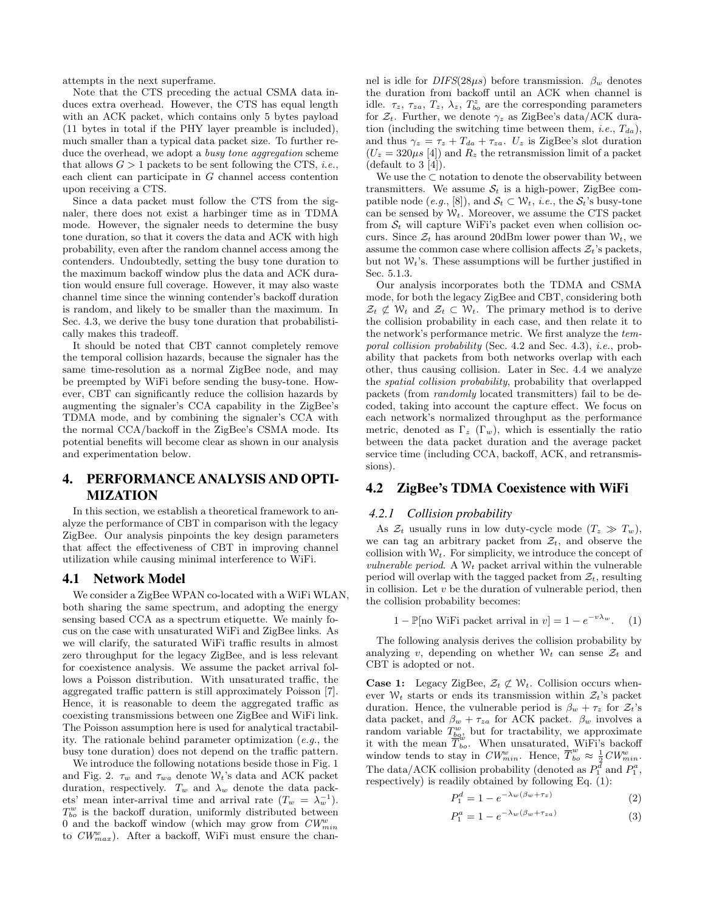attempts in the next superframe.

Note that the CTS preceding the actual CSMA data induces extra overhead. However, the CTS has equal length with an ACK packet, which contains only 5 bytes payload (11 bytes in total if the PHY layer preamble is included), much smaller than a typical data packet size. To further reduce the overhead, we adopt a *busy tone aggregation* scheme that allows $G > 1$ packets to be sent following the CTS, *i.e.*, each client can participate in $G$ channel access contention upon receiving a CTS.

Since a data packet must follow the CTS from the signaler, there does not exist a harbinger time as in TDMA mode. However, the signaler needs to determine the busy tone duration, so that it covers the data and ACK with high probability, even after the random channel access among the contenders. Undoubtedly, setting the busy tone duration to the maximum backoff window plus the data and ACK duration would ensure full coverage. However, it may also waste channel time since the winning contender's backoff duration is random, and likely to be smaller than the maximum. In Sec. 4.3, we derive the busy tone duration that probabilistically makes this tradeoff.

It should be noted that CBT cannot completely remove the temporal collision hazards, because the signaler has the same time-resolution as a normal ZigBee node, and may be preempted by WiFi before sending the busy-tone. However, CBT can significantly reduce the collision hazards by augmenting the signaler's CCA capability in the ZigBee's TDMA mode, and by combining the signaler's CCA with the normal CCA/backoff in the ZigBee's CSMA mode. Its potential benefits will become clear as shown in our analysis and experimentation below.

# 4. PERFORMANCE ANALYSIS AND OPTIMIZATION

In this section, we establish a theoretical framework to analyze the performance of CBT in comparison with the legacy ZigBee. Our analysis pinpoints the key design parameters that affect the effectiveness of CBT in improving channel utilization while causing minimal interference to WiFi.

## 4.1 Network Model

We consider a ZigBee WPAN co-located with a WiFi WLAN, both sharing the same spectrum, and adopting the energy sensing based CCA as a spectrum etiquette. We mainly focus on the case with unsaturated WiFi and ZigBee links. As we will clarify, the saturated WiFi traffic results in almost zero throughput for the legacy ZigBee, and is less relevant for coexistence analysis. We assume the packet arrival follows a Poisson distribution. With unsaturated traffic, the aggregated traffic pattern is still approximately Poisson [7]. Hence, it is reasonable to deem the aggregated traffic as coexisting transmissions between one ZigBee and WiFi link. The Poisson assumption here is used for analytical tractability. The rationale behind parameter optimization (*e.g.*, the busy tone duration) does not depend on the traffic pattern.

We introduce the following notations beside those in Fig. 1 and Fig. 2. $\tau_w$ and $\tau_{wa}$ denote $\mathcal{W}_t$'s data and ACK packet duration, respectively. $T_w$ and $\lambda_w$ denote the data packets' mean inter-arrival time and arrival rate ($T_w = \lambda_w^{-1}$). $T_{bo}^w$ is the backoff duration, uniformly distributed between 0 and the backoff window (which may grow from $CW_{min}^w$ to $CW_{max}^w$). After a backoff, WiFi must ensure the channel is idle for *DIFS*(28$\mu s$) before transmission. $\beta_w$ denotes the duration from backoff until an ACK when channel is idle. $\tau_z$, $\tau_{za}$, $T_z$, $\lambda_z$, $T_{bo}^z$ are the corresponding parameters for $\mathcal{Z}_t$. Further, we denote $\gamma_z$ as ZigBee's data/ACK duration (including the switching time between them, *i.e.*, $T_{da}$), and thus $\gamma_z = \tau_z + T_{da} + \tau_{za}$. $U_z$ is ZigBee's slot duration ($U_z = 320\mu s$ [4]) and $R_z$ the retransmission limit of a packet (default to 3 [4]).

We use the $\subset$ notation to denote the observability between transmitters. We assume $\mathcal{S}_t$ is a high-power, ZigBee compatible node (*e.g.*, [8]), and $\mathcal{S}_t \subset \mathcal{W}_t$, *i.e.*, the $\mathcal{S}_t$'s busy-tone can be sensed by $\mathcal{W}_t$. Moreover, we assume the CTS packet from $\mathcal{S}_t$ will capture WiFi's packet even when collision occurs. Since $\mathcal{Z}_t$ has around 20dBm lower power than $\mathcal{W}_t$, we assume the common case where collision affects $\mathcal{Z}_t$'s packets, but not $\mathcal{W}_t$'s. These assumptions will be further justified in Sec. 5.1.3.

Our analysis incorporates both the TDMA and CSMA mode, for both the legacy ZigBee and CBT, considering both $\mathcal{Z}_t \not\subset \mathcal{W}_t$ and $\mathcal{Z}_t \subset \mathcal{W}_t$. The primary method is to derive the collision probability in each case, and then relate it to the network's performance metric. We first analyze the *temporal collision probability* (Sec. 4.2 and Sec. 4.3), *i.e.*, probability that packets from both networks overlap with each other, thus causing collision. Later in Sec. 4.4 we analyze the *spatial collision probability*, probability that overlapped packets (from *randomly* located transmitters) fail to be decoded, taking into account the capture effect. We focus on each network's normalized throughput as the performance metric, denoted as $\Gamma_z$ ($\Gamma_w$), which is essentially the ratio between the data packet duration and the average packet service time (including CCA, backoff, ACK, and retransmissions).

## 4.2 ZigBee's TDMA Coexistence with WiFi

### 4.2.1 Collision probability

As $\mathcal{Z}_t$ usually runs in low duty-cycle mode ($T_z \gg T_w$), we can tag an arbitrary packet from $\mathcal{Z}_t$, and observe the collision with $\mathcal{W}_t$. For simplicity, we introduce the concept of *vulnerable period*. A $\mathcal{W}_t$ packet arrival within the vulnerable period will overlap with the tagged packet from $\mathcal{Z}_t$, resulting in collision. Let $v$ be the duration of vulnerable period, then the collision probability becomes:

$$1 - \mathbb{P}[\text{no WiFi packet arrival in } v] = 1 - e^{-v\lambda_w}. \quad (1)$$

The following analysis derives the collision probability by analyzing $v$, depending on whether $\mathcal{W}_t$ can sense $\mathcal{Z}_t$ and CBT is adopted or not.

**Case 1:** Legacy ZigBee, $\mathcal{Z}_t \not\subset \mathcal{W}_t$. Collision occurs whenever $\mathcal{W}_t$ starts or ends its transmission within $\mathcal{Z}_t$'s packet duration. Hence, the vulnerable period is $\beta_w + \tau_z$ for $\mathcal{Z}_t$'s data packet, and $\beta_w + \tau_{za}$ for ACK packet. $\beta_w$ involves a random variable $T_{bo}^w$, but for tractability, we approximate it with the mean $\overline{T}_{bo}^w$. When unsaturated, WiFi's backoff window tends to stay in $CW_{min}^w$. Hence, $\overline{T}_{bo}^w \approx \frac{1}{2}CW_{min}^w$. The data/ACK collision probability (denoted as $P_1^d$ and $P_1^a$, respectively) is readily obtained by following Eq. (1):

$$P_1^d = 1 - e^{-\lambda_w(\beta_w + \tau_z)} \quad (2)$$

$$P_1^a = 1 - e^{-\lambda_w(\beta_w + \tau_{za})} \quad (3)$$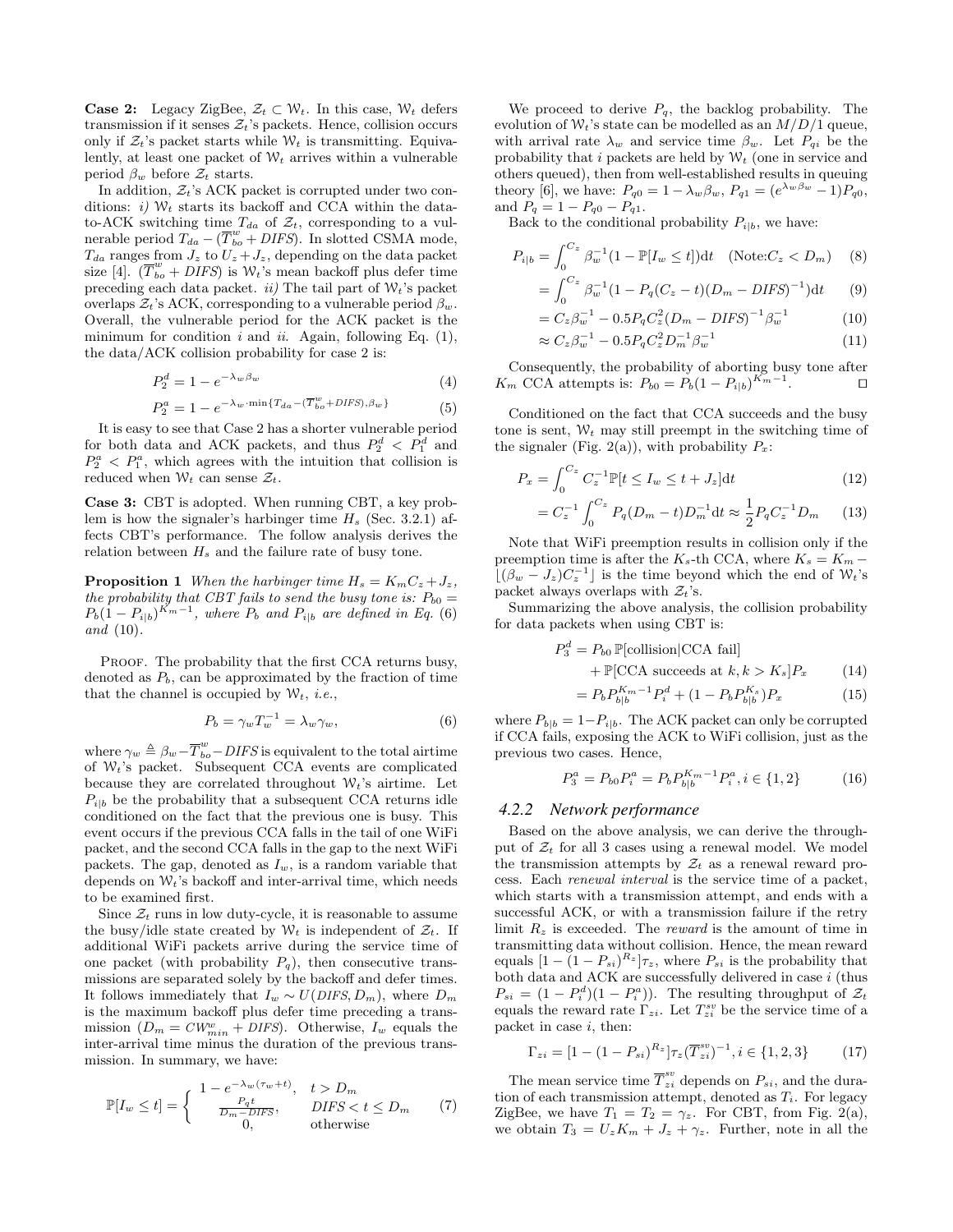**Case 2:** Legacy ZigBee, $\mathcal{Z}_t \subset \mathcal{W}_t$. In this case, $\mathcal{W}_t$ defers transmission if it senses $\mathcal{Z}_t$'s packets. Hence, collision occurs only if $\mathcal{Z}_t$'s packet starts while $\mathcal{W}_t$ is transmitting. Equivalently, at least one packet of $\mathcal{W}_t$ arrives within a vulnerable period $\beta_w$ before $\mathcal{Z}_t$ starts.

In addition, $\mathcal{Z}_t$'s ACK packet is corrupted under two conditions: *i)* $\mathcal{W}_t$ starts its backoff and CCA within the data-to-ACK switching time $T_{da}$ of $\mathcal{Z}_t$, corresponding to a vulnerable period $T_{da} - (\overline{T}_{bo}^{w} + DIFS)$. In slotted CSMA mode, $T_{da}$ ranges from $J_z$ to $U_z + J_z$, depending on the data packet size [4]. $(\overline{T}_{bo}^{w} + DIFS)$ is $\mathcal{W}_t$'s mean backoff plus defer time preceding each data packet. *ii)* The tail part of $\mathcal{W}_t$'s packet overlaps $\mathcal{Z}_t$'s ACK, corresponding to a vulnerable period $\beta_w$. Overall, the vulnerable period for the ACK packet is the minimum for condition *i* and *ii*. Again, following Eq. (1), the data/ACK collision probability for case 2 is:

$$P_2^d = 1 - e^{-\lambda_w \beta_w} \tag{4}$$

$$P_2^a = 1 - e^{-\lambda_w \cdot \min\{T_{da} - (\overline{T}_{bo}^{w} + DIFS), \beta_w\}} \tag{5}$$

It is easy to see that Case 2 has a shorter vulnerable period for both data and ACK packets, and thus $P_2^d < P_1^d$ and $P_2^a < P_1^a$, which agrees with the intuition that collision is reduced when $\mathcal{W}_t$ can sense $\mathcal{Z}_t$.

**Case 3:** CBT is adopted. When running CBT, a key problem is how the signaler's harbinger time $H_s$ (Sec. 3.2.1) affects CBT's performance. The follow analysis derives the relation between $H_s$ and the failure rate of busy tone.

**Proposition 1** *When the harbinger time $H_s = K_m C_z + J_z$, the probability that CBT fails to send the busy tone is: $P_{b0} = P_b(1 - P_{i|b})^{K_m - 1}$, where $P_b$ and $P_{i|b}$ are defined in Eq.* (6) *and* (10).

PROOF. The probability that the first CCA returns busy, denoted as $P_b$, can be approximated by the fraction of time that the channel is occupied by $\mathcal{W}_t$, *i.e.*,

$$P_b = \gamma_w T_w^{-1} = \lambda_w \gamma_w, \tag{6}$$

where $\gamma_w \triangleq \beta_w - \overline{T}_{bo}^{w} - DIFS$ is equivalent to the total airtime of $\mathcal{W}_t$'s packet. Subsequent CCA events are complicated because they are correlated throughout $\mathcal{W}_t$'s airtime. Let $P_{i|b}$ be the probability that a subsequent CCA returns idle conditioned on the fact that the previous one is busy. This event occurs if the previous CCA falls in the tail of one WiFi packet, and the second CCA falls in the gap to the next WiFi packets. The gap, denoted as $I_w$, is a random variable that depends on $\mathcal{W}_t$'s backoff and inter-arrival time, which needs to be examined first.

Since $\mathcal{Z}_t$ runs in low duty-cycle, it is reasonable to assume the busy/idle state created by $\mathcal{W}_t$ is independent of $\mathcal{Z}_t$. If additional WiFi packets arrive during the service time of one packet (with probability $P_q$), then consecutive transmissions are separated solely by the backoff and defer times. It follows immediately that $I_w \sim U(DIFS, D_m)$, where $D_m$ is the maximum backoff plus defer time preceding a transmission ($D_m = CW_{min}^{w} + DIFS$). Otherwise, $I_w$ equals the inter-arrival time minus the duration of the previous transmission. In summary, we have:

$$\mathbb{P}[I_w \le t] = \begin{cases} 1 - e^{-\lambda_w(\tau_w + t)}, & t > D_m \\ \frac{P_q t}{D_m - DIFS}, & DIFS < t \le D_m \\ 0, & \text{otherwise} \end{cases} \tag{7}$$

We proceed to derive $P_q$, the backlog probability. The evolution of $\mathcal{W}_t$'s state can be modelled as an $M/D/1$ queue, with arrival rate $\lambda_w$ and service time $\beta_w$. Let $P_{qi}$ be the probability that $i$ packets are held by $\mathcal{W}_t$ (one in service and others queued), then from well-established results in queuing theory [6], we have: $P_{q0} = 1 - \lambda_w \beta_w$, $P_{q1} = (e^{\lambda_w \beta_w} - 1)P_{q0}$, and $P_q = 1 - P_{q0} - P_{q1}$.

Back to the conditional probability $P_{i|b}$, we have:

$$P_{i|b} = \int_0^{C_z} \beta_w^{-1}(1 - \mathbb{P}[I_w \le t])\mathrm{d}t \quad (\text{Note:} C_z < D_m) \tag{8}$$

$$= \int_0^{C_z} \beta_w^{-1}(1 - P_q(C_z - t)(D_m - DIFS)^{-1})\mathrm{d}t \tag{9}$$

$$= C_z \beta_w^{-1} - 0.5 P_q C_z^2 (D_m - DIFS)^{-1} \beta_w^{-1} \tag{10}$$

$$\approx C_z \beta_w^{-1} - 0.5 P_q C_z^2 D_m^{-1} \beta_w^{-1} \tag{11}$$

Consequently, the probability of aborting busy tone after $K_m$ CCA attempts is: $P_{b0} = P_b(1 - P_{i|b})^{K_m - 1}$. □

Conditioned on the fact that CCA succeeds and the busy tone is sent, $\mathcal{W}_t$ may still preempt in the switching time of the signaler (Fig. 2(a)), with probability $P_x$:

$$P_x = \int_0^{C_z} C_z^{-1}\mathbb{P}[t \le I_w \le t + J_z]\mathrm{d}t \tag{12}$$

$$= C_z^{-1}\int_0^{C_z} P_q(D_m - t)D_m^{-1}\mathrm{d}t \approx \frac{1}{2}P_q C_z^{-1} D_m \tag{13}$$

Note that WiFi preemption results in collision only if the preemption time is after the $K_s$-th CCA, where $K_s = K_m - \lfloor (\beta_w - J_z) C_z^{-1} \rfloor$ is the time beyond which the end of $\mathcal{W}_t$'s packet always overlaps with $\mathcal{Z}_t$'s.

Summarizing the above analysis, the collision probability for data packets when using CBT is:

$$\begin{aligned} P_3^d = &\ P_{b0}\,\mathbb{P}[\text{collision}|\text{CCA fail}] \\ &+ \mathbb{P}[\text{CCA succeeds at } k, k > K_s] P_x \end{aligned} \tag{14}$$

$$= P_b P_{b|b}^{K_m - 1} P_i^d + (1 - P_b P_{b|b}^{K_s}) P_x \tag{15}$$

where $P_{b|b} = 1 - P_{i|b}$. The ACK packet can only be corrupted if CCA fails, exposing the ACK to WiFi collision, just as the previous two cases. Hence,

$$P_3^a = P_{b0} P_i^a = P_b P_{b|b}^{K_m - 1} P_i^a, i \in \{1, 2\} \tag{16}$$

### 4.2.2 Network performance

Based on the above analysis, we can derive the throughput of $\mathcal{Z}_t$ for all 3 cases using a renewal model. We model the transmission attempts by $\mathcal{Z}_t$ as a renewal reward process. Each *renewal interval* is the service time of a packet, which starts with a transmission attempt, and ends with a successful ACK, or with a transmission failure if the retry limit $R_z$ is exceeded. The *reward* is the amount of time in transmitting data without collision. Hence, the mean reward equals $[1 - (1 - P_{si})^{R_z}]\tau_z$, where $P_{si}$ is the probability that both data and ACK are successfully delivered in case $i$ (thus $P_{si} = (1 - P_i^d)(1 - P_i^a)$). The resulting throughput of $\mathcal{Z}_t$ equals the reward rate $\Gamma_{zi}$. Let $T_{zi}^{sv}$ be the service time of a packet in case $i$, then:

$$\Gamma_{zi} = [1 - (1 - P_{si})^{R_z}]\tau_z(\overline{T}_{zi}^{sv})^{-1}, i \in \{1, 2, 3\} \tag{17}$$

The mean service time $\overline{T}_{zi}^{sv}$ depends on $P_{si}$, and the duration of each transmission attempt, denoted as $T_i$. For legacy ZigBee, we have $T_1 = T_2 = \gamma_z$. For CBT, from Fig. 2(a), we obtain $T_3 = U_z K_m + J_z + \gamma_z$. Further, note in all the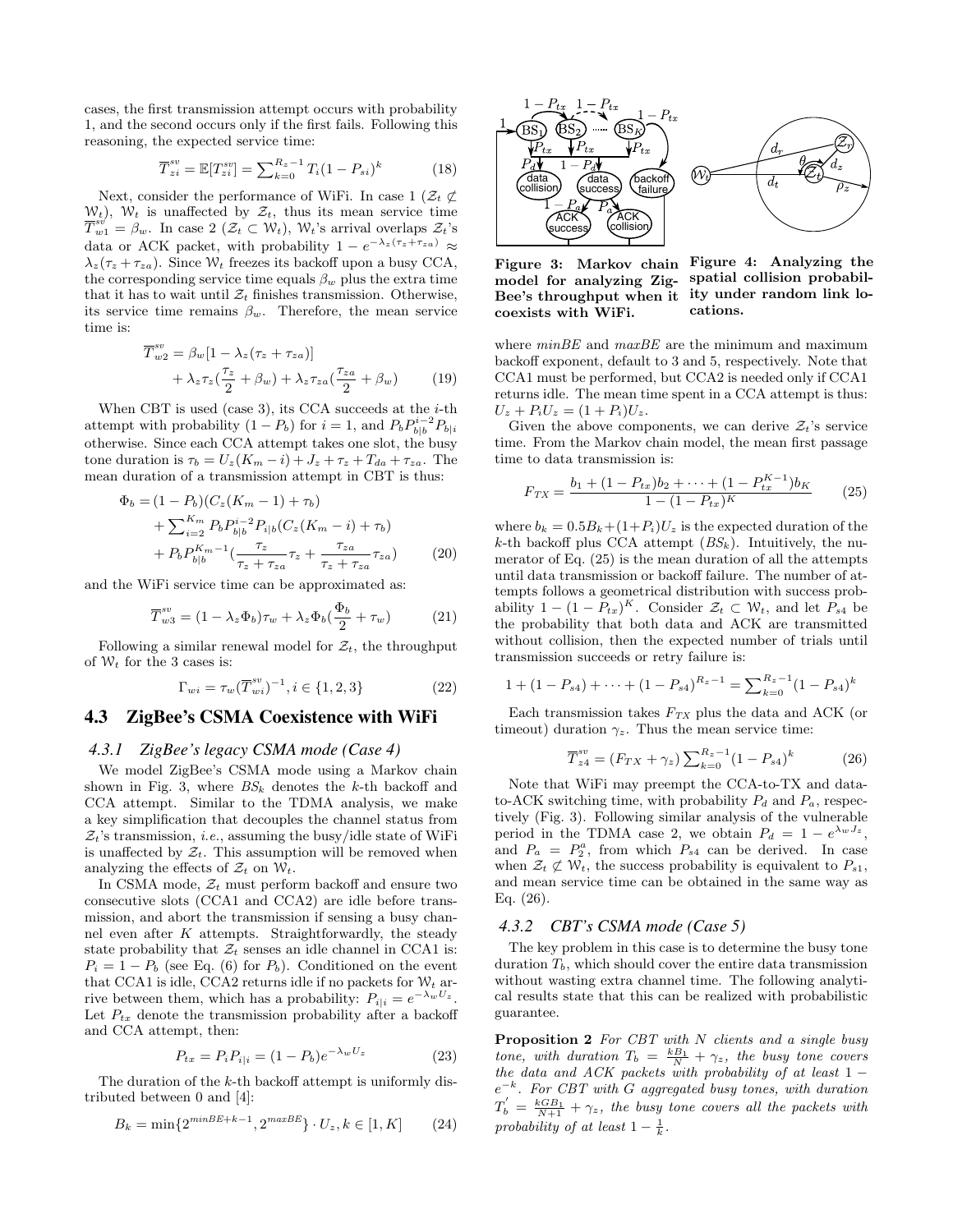cases, the first transmission attempt occurs with probability 1, and the second occurs only if the first fails. Following this reasoning, the expected service time:

$$\overline{T}_{zi}^{sv} = \mathbb{E}[T_{zi}^{sv}] = \sum_{k=0}^{R_z-1} T_i(1-P_{si})^k \tag{18}$$

Next, consider the performance of WiFi. In case 1 ($\mathcal{Z}_t \not\subset \mathcal{W}_t$), $\mathcal{W}_t$ is unaffected by $\mathcal{Z}_t$, thus its mean service time $\overline{T}_{w1}^{sv} = \beta_w$. In case 2 ($\mathcal{Z}_t \subset \mathcal{W}_t$), $\mathcal{W}_t$'s arrival overlaps $\mathcal{Z}_t$'s data or ACK packet, with probability $1 - e^{-\lambda_z(\tau_z+\tau_{za})} \approx \lambda_z(\tau_z+\tau_{za})$. Since $\mathcal{W}_t$ freezes its backoff upon a busy CCA, the corresponding service time equals $\beta_w$ plus the extra time that it has to wait until $\mathcal{Z}_t$ finishes transmission. Otherwise, its service time remains $\beta_w$. Therefore, the mean service time is:

$$\begin{aligned}\overline{T}_{w2}^{sv} &= \beta_w[1 - \lambda_z(\tau_z+\tau_{za})] \\ &+ \lambda_z\tau_z(\frac{\tau_z}{2}+\beta_w) + \lambda_z\tau_{za}(\frac{\tau_{za}}{2}+\beta_w)\end{aligned} \tag{19}$$

When CBT is used (case 3), its CCA succeeds at the $i$-th attempt with probability $(1-P_b)$ for $i=1$, and $P_b P_{b|b}^{i-2} P_{b|i}$ otherwise. Since each CCA attempt takes one slot, the busy tone duration is $\tau_b = U_z(K_m - i) + J_z + \tau_z + T_{da} + \tau_{za}$. The mean duration of a transmission attempt in CBT is thus:

$$\begin{aligned}\Phi_b &= (1-P_b)(C_z(K_m-1)+\tau_b) \\ &+ \sum_{i=2}^{K_m} P_b P_{b|b}^{i-2} P_{i|b}(C_z(K_m-i)+\tau_b) \\ &+ P_b P_{b|b}^{K_m-1}(\frac{\tau_z}{\tau_z+\tau_{za}}\tau_z + \frac{\tau_{za}}{\tau_z+\tau_{za}}\tau_{za})\end{aligned} \tag{20}$$

and the WiFi service time can be approximated as:

$$\overline{T}_{w3}^{sv} = (1-\lambda_z\Phi_b)\tau_w + \lambda_z\Phi_b(\frac{\Phi_b}{2}+\tau_w) \tag{21}$$

Following a similar renewal model for $\mathcal{Z}_t$, the throughput of $\mathcal{W}_t$ for the 3 cases is:

$$\Gamma_{wi} = \tau_w(\overline{T}_{wi}^{sv})^{-1}, i \in \{1,2,3\} \tag{22}$$

## 4.3 ZigBee's CSMA Coexistence with WiFi

### 4.3.1 ZigBee's legacy CSMA mode (Case 4)

We model ZigBee's CSMA mode using a Markov chain shown in Fig. 3, where $BS_k$ denotes the $k$-th backoff and CCA attempt. Similar to the TDMA analysis, we make a key simplification that decouples the channel status from $\mathcal{Z}_t$'s transmission, *i.e.*, assuming the busy/idle state of WiFi is unaffected by $\mathcal{Z}_t$. This assumption will be removed when analyzing the effects of $\mathcal{Z}_t$ on $\mathcal{W}_t$.

In CSMA mode, $\mathcal{Z}_t$ must perform backoff and ensure two consecutive slots (CCA1 and CCA2) are idle before transmission, and abort the transmission if sensing a busy channel even after $K$ attempts. Straightforwardly, the steady state probability that $\mathcal{Z}_t$ senses an idle channel in CCA1 is: $P_i = 1 - P_b$ (see Eq. (6) for $P_b$). Conditioned on the event that CCA1 is idle, CCA2 returns idle if no packets for $\mathcal{W}_t$ arrive between them, which has a probability: $P_{i|i} = e^{-\lambda_w U_z}$. Let $P_{tx}$ denote the transmission probability after a backoff and CCA attempt, then:

$$P_{tx} = P_i P_{i|i} = (1-P_b)e^{-\lambda_w U_z} \tag{23}$$

The duration of the $k$-th backoff attempt is uniformly distributed between 0 and [4]:

$$B_k = \min\{2^{minBE+k-1}, 2^{maxBE}\} \cdot U_z, k \in [1,K] \tag{24}$$

Figure 3: Markov chain model for analyzing ZigBee's throughput when it coexists with WiFi.

Figure 4: Analyzing the spatial collision probability under random link locations.

where $minBE$ and $maxBE$ are the minimum and maximum backoff exponent, default to 3 and 5, respectively. Note that CCA1 must be performed, but CCA2 is needed only if CCA1 returns idle. The mean time spent in a CCA attempt is thus: $U_z + P_i U_z = (1+P_i)U_z$.

Given the above components, we can derive $\mathcal{Z}_t$'s service time. From the Markov chain model, the mean first passage time to data transmission is:

$$F_{TX} = \frac{b_1 + (1-P_{tx})b_2 + \cdots + (1-P_{tx}^{K-1})b_K}{1-(1-P_{tx})^K} \tag{25}$$

where $b_k = 0.5B_k + (1+P_i)U_z$ is the expected duration of the $k$-th backoff plus CCA attempt ($BS_k$). Intuitively, the numerator of Eq. (25) is the mean duration of all the attempts until data transmission or backoff failure. The number of attempts follows a geometrical distribution with success probability $1-(1-P_{tx})^K$. Consider $\mathcal{Z}_t \subset \mathcal{W}_t$, and let $P_{s4}$ be the probability that both data and ACK are transmitted without collision, then the expected number of trials until transmission succeeds or retry failure is:

$$1 + (1-P_{s4}) + \cdots + (1-P_{s4})^{R_z-1} = \sum_{k=0}^{R_z-1}(1-P_{s4})^k$$

Each transmission takes $F_{TX}$ plus the data and ACK (or timeout) duration $\gamma_z$. Thus the mean service time:

$$\overline{T}_{z4}^{sv} = (F_{TX}+\gamma_z)\sum_{k=0}^{R_z-1}(1-P_{s4})^k \tag{26}$$

Note that WiFi may preempt the CCA-to-TX and data-to-ACK switching time, with probability $P_d$ and $P_a$, respectively (Fig. 3). Following similar analysis of the vulnerable period in the TDMA case 2, we obtain $P_d = 1 - e^{\lambda_w J_z}$, and $P_a = P_2^a$, from which $P_{s4}$ can be derived. In case when $\mathcal{Z}_t \not\subset \mathcal{W}_t$, the success probability is equivalent to $P_{s1}$, and mean service time can be obtained in the same way as Eq. (26).

### 4.3.2 CBT's CSMA mode (Case 5)

The key problem in this case is to determine the busy tone duration $T_b$, which should cover the entire data transmission without wasting extra channel time. The following analytical results state that this can be realized with probabilistic guarantee.

**Proposition 2** *For CBT with $N$ clients and a single busy tone, with duration $T_b = \frac{kB_1}{N} + \gamma_z$, the busy tone covers the data and ACK packets with probability of at least $1 - e^{-k}$. For CBT with $G$ aggregated busy tones, with duration $T_b^{'} = \frac{kGB_1}{N+1} + \gamma_z$, the busy tone covers all the packets with probability of at least $1 - \frac{1}{k}$.*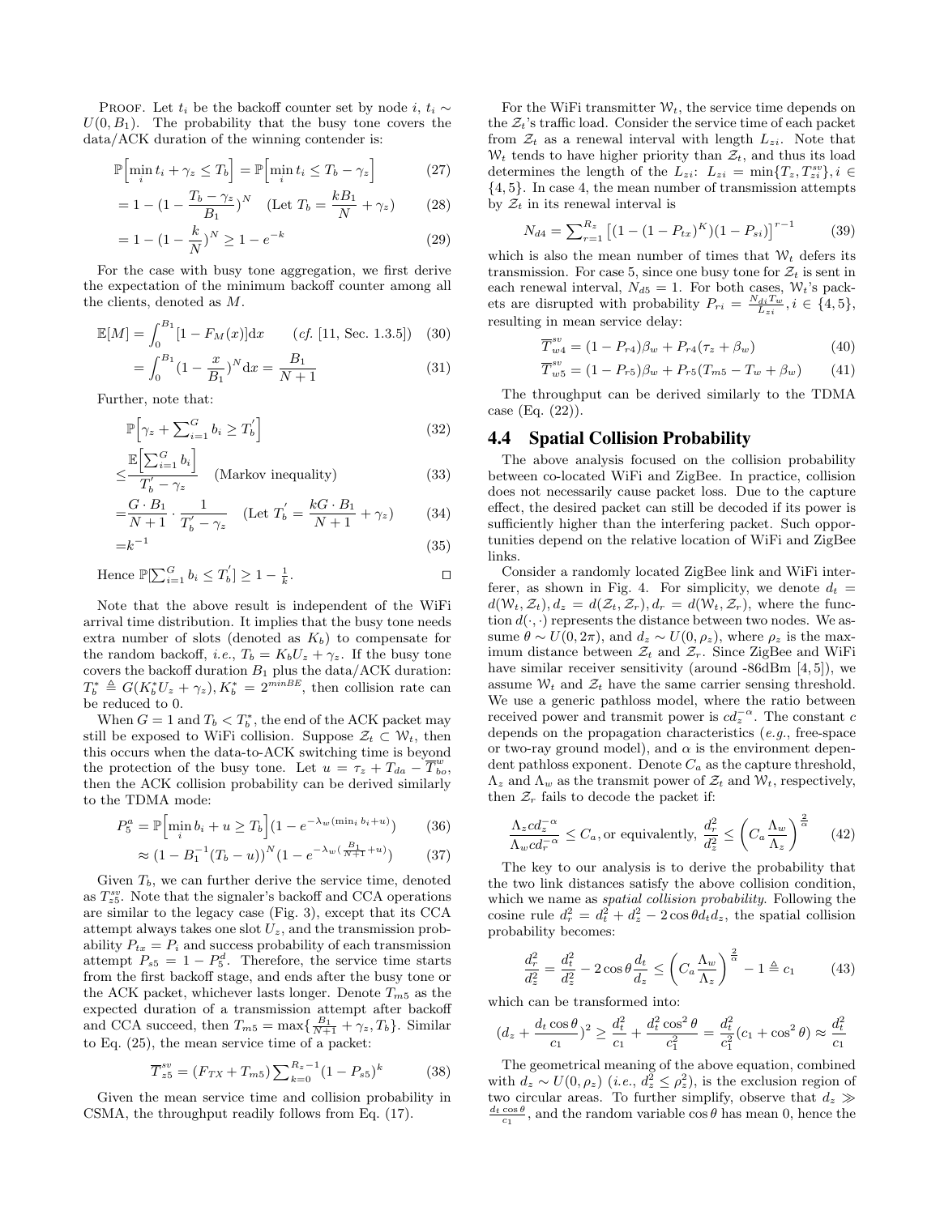PROOF. Let $t_i$ be the backoff counter set by node $i$, $t_i \sim U(0, B_1)$. The probability that the busy tone covers the data/ACK duration of the winning contender is:

$$\mathbb{P}\Big[\min_i t_i + \gamma_z \leq T_b\Big] = \mathbb{P}\Big[\min_i t_i \leq T_b - \gamma_z\Big] \tag{27}$$

$$= 1 - (1 - \frac{T_b - \gamma_z}{B_1})^N \quad (\text{Let } T_b = \frac{kB_1}{N} + \gamma_z) \tag{28}$$

$$= 1 - (1 - \frac{k}{N})^N \geq 1 - e^{-k} \tag{29}$$

For the case with busy tone aggregation, we first derive the expectation of the minimum backoff counter among all the clients, denoted as $M$.

$$\mathbb{E}[M] = \int_0^{B_1} [1 - F_M(x)] \mathrm{d}x \qquad (cf.\ [11,\ \text{Sec. } 1.3.5]) \tag{30}$$

$$= \int_0^{B_1} (1 - \frac{x}{B_1})^N \mathrm{d}x = \frac{B_1}{N+1} \tag{31}$$

Further, note that:

$$\mathbb{P}\Big[\gamma_z + \textstyle\sum_{i=1}^{G} b_i \geq T_b^{'}\Big] \tag{32}$$

$$\leq \frac{\mathbb{E}\Big[\sum_{i=1}^{G} b_i\Big]}{T_b^{'} - \gamma_z} \quad (\text{Markov inequality}) \tag{33}$$

$$= \frac{G \cdot B_1}{N+1} \cdot \frac{1}{T_b^{'} - \gamma_z} \quad (\text{Let } T_b^{'} = \frac{kG \cdot B_1}{N+1} + \gamma_z) \tag{34}$$

$$= k^{-1} \tag{35}$$

Hence $\mathbb{P}[\sum_{i=1}^{G} b_i \leq T_b^{'}] \geq 1 - \frac{1}{k}$. □

Note that the above result is independent of the WiFi arrival time distribution. It implies that the busy tone needs extra number of slots (denoted as $K_b$) to compensate for the random backoff, *i.e.*, $T_b = K_b U_z + \gamma_z$. If the busy tone covers the backoff duration $B_1$ plus the data/ACK duration: $T_b^* \triangleq G(K_b^* U_z + \gamma_z), K_b^* = 2^{minBE}$, then collision rate can be reduced to 0.

When $G = 1$ and $T_b < T_b^*$, the end of the ACK packet may still be exposed to WiFi collision. Suppose $\mathcal{Z}_t \subset \mathcal{W}_t$, then this occurs when the data-to-ACK switching time is beyond the protection of the busy tone. Let $u = \tau_z + T_{da} - \overline{T}_{bo}^{w}$, then the ACK collision probability can be derived similarly to the TDMA mode:

$$P_5^a = \mathbb{P}\Big[\min_i b_i + u \geq T_b\Big](1 - e^{-\lambda_w (\min_i b_i + u)}) \tag{36}$$

$$\approx (1 - B_1^{-1}(T_b - u))^N (1 - e^{-\lambda_w (\frac{B_1}{N+1} + u)}) \tag{37}$$

Given $T_b$, we can further derive the service time, denoted as $T_{z5}^{sv}$. Note that the signaler's backoff and CCA operations are similar to the legacy case (Fig. 3), except that its CCA attempt always takes one slot $U_z$, and the transmission probability $P_{tx} = P_i$ and success probability of each transmission attempt $P_{s5} = 1 - P_5^d$. Therefore, the service time starts from the first backoff stage, and ends after the busy tone or the ACK packet, whichever lasts longer. Denote $T_{m5}$ as the expected duration of a transmission attempt after backoff and CCA succeed, then $T_{m5} = \max\{\frac{B_1}{N+1} + \gamma_z, T_b\}$. Similar to Eq. (25), the mean service time of a packet:

$$\overline{T}_{z5}^{sv} = (F_{TX} + T_{m5}) \textstyle\sum_{k=0}^{R_z - 1} (1 - P_{s5})^k \tag{38}$$

Given the mean service time and collision probability in CSMA, the throughput readily follows from Eq. (17).

For the WiFi transmitter $\mathcal{W}_t$, the service time depends on the $\mathcal{Z}_t$'s traffic load. Consider the service time of each packet from $\mathcal{Z}_t$ as a renewal interval with length $L_{zi}$. Note that $\mathcal{W}_t$ tends to have higher priority than $\mathcal{Z}_t$, and thus its load determines the length of the $L_{zi}$: $L_{zi} = \min\{T_z, T_{zi}^{sv}\}, i \in \{4, 5\}$. In case 4, the mean number of transmission attempts by $\mathcal{Z}_t$ in its renewal interval is

$$N_{d4} = \textstyle\sum_{r=1}^{R_z} \big[(1 - (1 - P_{tx})^K)(1 - P_{si})\big]^{r-1} \tag{39}$$

which is also the mean number of times that $\mathcal{W}_t$ defers its transmission. For case 5, since one busy tone for $\mathcal{Z}_t$ is sent in each renewal interval, $N_{d5} = 1$. For both cases, $\mathcal{W}_t$'s packets are disrupted with probability $P_{ri} = \frac{N_{di} T_w}{L_{zi}}, i \in \{4, 5\}$, resulting in mean service delay:

$$\overline{T}_{w4}^{sv} = (1 - P_{r4})\beta_w + P_{r4}(\tau_z + \beta_w) \tag{40}$$

$$\overline{T}_{w5}^{sv} = (1 - P_{r5})\beta_w + P_{r5}(T_{m5} - T_w + \beta_w) \tag{41}$$

The throughput can be derived similarly to the TDMA case (Eq. (22)).

## 4.4 Spatial Collision Probability

The above analysis focused on the collision probability between co-located WiFi and ZigBee. In practice, collision does not necessarily cause packet loss. Due to the capture effect, the desired packet can still be decoded if its power is sufficiently higher than the interfering packet. Such opportunities depend on the relative location of WiFi and ZigBee links.

Consider a randomly located ZigBee link and WiFi interferer, as shown in Fig. 4. For simplicity, we denote $d_t = d(\mathcal{W}_t, \mathcal{Z}_t), d_z = d(\mathcal{Z}_t, \mathcal{Z}_r), d_r = d(\mathcal{W}_t, \mathcal{Z}_r)$, where the function $d(\cdot, \cdot)$ represents the distance between two nodes. We assume $\theta \sim U(0, 2\pi)$, and $d_z \sim U(0, \rho_z)$, where $\rho_z$ is the maximum distance between $\mathcal{Z}_t$ and $\mathcal{Z}_r$. Since ZigBee and WiFi have similar receiver sensitivity (around -86dBm [4, 5]), we assume $\mathcal{W}_t$ and $\mathcal{Z}_t$ have the same carrier sensing threshold. We use a generic pathloss model, where the ratio between received power and transmit power is $c d_z^{-\alpha}$. The constant $c$ depends on the propagation characteristics (*e.g.*, free-space or two-ray ground model), and $\alpha$ is the environment dependent pathloss exponent. Denote $C_a$ as the capture threshold, $\Lambda_z$ and $\Lambda_w$ as the transmit power of $\mathcal{Z}_t$ and $\mathcal{W}_t$, respectively, then $\mathcal{Z}_r$ fails to decode the packet if:

$$\frac{\Lambda_z c d_z^{-\alpha}}{\Lambda_w c d_r^{-\alpha}} \leq C_a, \text{or equivalently, } \frac{d_r^2}{d_z^2} \leq \left(C_a \frac{\Lambda_w}{\Lambda_z}\right)^{\frac{2}{\alpha}} \tag{42}$$

The key to our analysis is to derive the probability that the two link distances satisfy the above collision condition, which we name as *spatial collision probability*. Following the cosine rule $d_r^2 = d_t^2 + d_z^2 - 2\cos\theta d_t d_z$, the spatial collision probability becomes:

$$\frac{d_r^2}{d_z^2} = \frac{d_t^2}{d_z^2} - 2\cos\theta \frac{d_t}{d_z} \leq \left(C_a \frac{\Lambda_w}{\Lambda_z}\right)^{\frac{2}{\alpha}} - 1 \triangleq c_1 \tag{43}$$

which can be transformed into:

$$(d_z + \frac{d_t \cos\theta}{c_1})^2 \geq \frac{d_t^2}{c_1} + \frac{d_t^2 \cos^2\theta}{c_1^2} = \frac{d_t^2}{c_1^2}(c_1 + \cos^2\theta) \approx \frac{d_t^2}{c_1}$$

The geometrical meaning of the above equation, combined with $d_z \sim U(0, \rho_z)$ (*i.e.*, $d_z^2 \leq \rho_z^2$), is the exclusion region of two circular areas. To further simplify, observe that $d_z \gg \frac{d_t \cos\theta}{c_1}$, and the random variable $\cos\theta$ has mean 0, hence the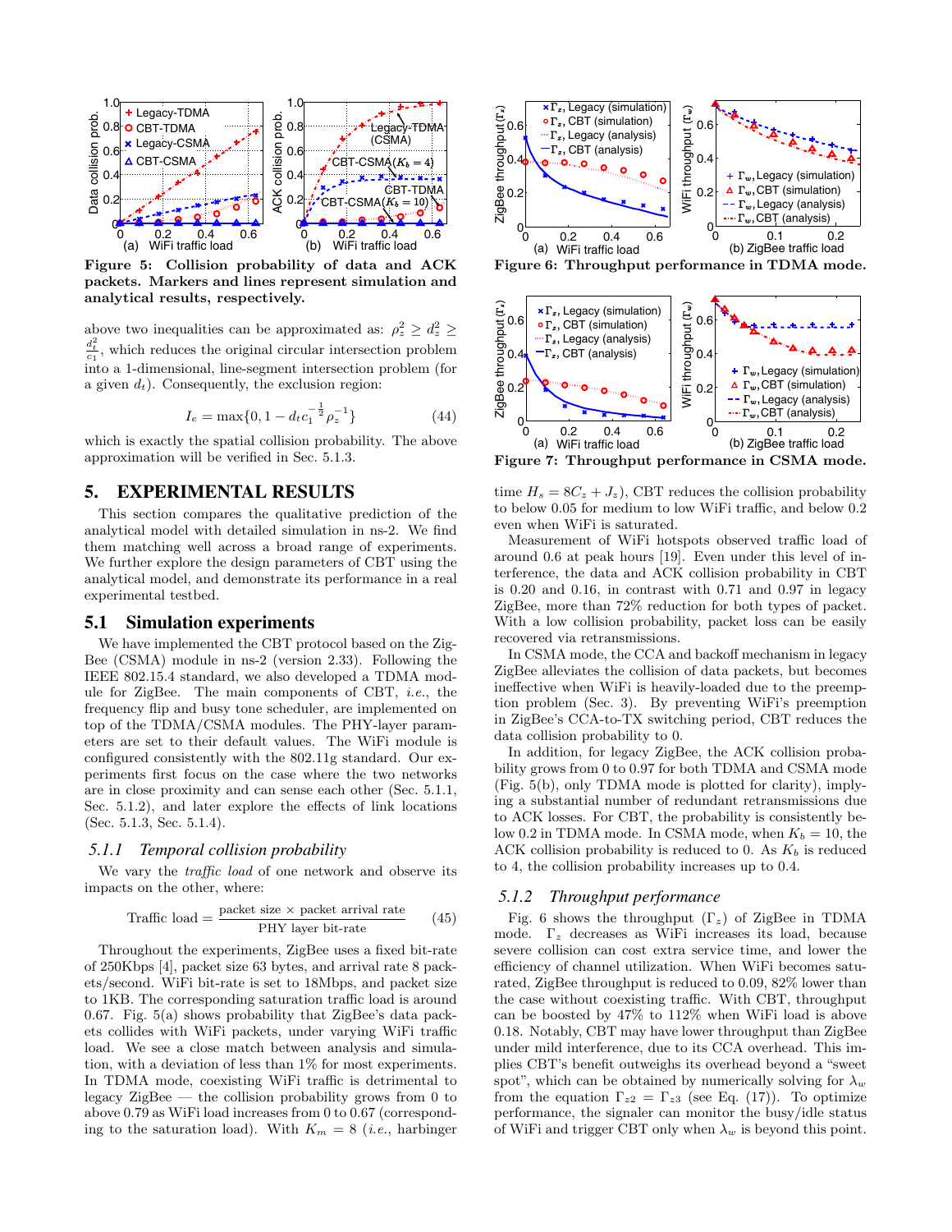Figure 5: Collision probability of data and ACK packets. Markers and lines represent simulation and analytical results, respectively.

above two inequalities can be approximated as: $\rho_z^2 \geq d_z^2 \geq \frac{d_t^2}{c_1}$, which reduces the original circular intersection problem into a 1-dimensional, line-segment intersection problem (for a given $d_t$). Consequently, the exclusion region:

$$I_e = \max\{0, 1 - d_t c_1^{-\frac{1}{2}} \rho_z^{-1}\} \tag{44}$$

which is exactly the spatial collision probability. The above approximation will be verified in Sec. 5.1.3.

## 5. EXPERIMENTAL RESULTS

This section compares the qualitative prediction of the analytical model with detailed simulation in ns-2. We find them matching well across a broad range of experiments. We further explore the design parameters of CBT using the analytical model, and demonstrate its performance in a real experimental testbed.

### 5.1 Simulation experiments

We have implemented the CBT protocol based on the ZigBee (CSMA) module in ns-2 (version 2.33). Following the IEEE 802.15.4 standard, we also developed a TDMA module for ZigBee. The main components of CBT, *i.e.*, the frequency flip and busy tone scheduler, are implemented on top of the TDMA/CSMA modules. The PHY-layer parameters are set to their default values. The WiFi module is configured consistently with the 802.11g standard. Our experiments first focus on the case where the two networks are in close proximity and can sense each other (Sec. 5.1.1, Sec. 5.1.2), and later explore the effects of link locations (Sec. 5.1.3, Sec. 5.1.4).

#### 5.1.1 Temporal collision probability

We vary the *traffic load* of one network and observe its impacts on the other, where:

$$\text{Traffic load} = \frac{\text{packet size} \times \text{packet arrival rate}}{\text{PHY layer bit-rate}} \tag{45}$$

Throughout the experiments, ZigBee uses a fixed bit-rate of 250Kbps [4], packet size 63 bytes, and arrival rate 8 packets/second. WiFi bit-rate is set to 18Mbps, and packet size to 1KB. The corresponding saturation traffic load is around 0.67. Fig. 5(a) shows probability that ZigBee's data packets collides with WiFi packets, under varying WiFi traffic load. We see a close match between analysis and simulation, with a deviation of less than 1% for most experiments. In TDMA mode, coexisting WiFi traffic is detrimental to legacy ZigBee — the collision probability grows from 0 to above 0.79 as WiFi load increases from 0 to 0.67 (corresponding to the saturation load). With $K_m = 8$ (*i.e.*, harbinger time $H_s = 8C_z + J_z$), CBT reduces the collision probability to below 0.05 for medium to low WiFi traffic, and below 0.2 even when WiFi is saturated.

Figure 6: Throughput performance in TDMA mode.

Figure 7: Throughput performance in CSMA mode.

Measurement of WiFi hotspots observed traffic load of around 0.6 at peak hours [19]. Even under this level of interference, the data and ACK collision probability in CBT is 0.20 and 0.16, in contrast with 0.71 and 0.97 in legacy ZigBee, more than 72% reduction for both types of packet. With a low collision probability, packet loss can be easily recovered via retransmissions.

In CSMA mode, the CCA and backoff mechanism in legacy ZigBee alleviates the collision of data packets, but becomes ineffective when WiFi is heavily-loaded due to the preemption problem (Sec. 3). By preventing WiFi's preemption in ZigBee's CCA-to-TX switching period, CBT reduces the data collision probability to 0.

In addition, for legacy ZigBee, the ACK collision probability grows from 0 to 0.97 for both TDMA and CSMA mode (Fig. 5(b), only TDMA mode is plotted for clarity), implying a substantial number of redundant retransmissions due to ACK losses. For CBT, the probability is consistently below 0.2 in TDMA mode. In CSMA mode, when $K_b = 10$, the ACK collision probability is reduced to 0. As $K_b$ is reduced to 4, the collision probability increases up to 0.4.

#### 5.1.2 Throughput performance

Fig. 6 shows the throughput ($\Gamma_z$) of ZigBee in TDMA mode. $\Gamma_z$ decreases as WiFi increases its load, because severe collision can cost extra service time, and lower the efficiency of channel utilization. When WiFi becomes saturated, ZigBee throughput is reduced to 0.09, 82% lower than the case without coexisting traffic. With CBT, throughput can be boosted by 47% to 112% when WiFi load is above 0.18. Notably, CBT may have lower throughput than ZigBee under mild interference, due to its CCA overhead. This implies CBT's benefit outweighs its overhead beyond a "sweet spot", which can be obtained by numerically solving for $\lambda_w$ from the equation $\Gamma_{z2} = \Gamma_{z3}$ (see Eq. (17)). To optimize performance, the signaler can monitor the busy/idle status of WiFi and trigger CBT only when $\lambda_w$ is beyond this point.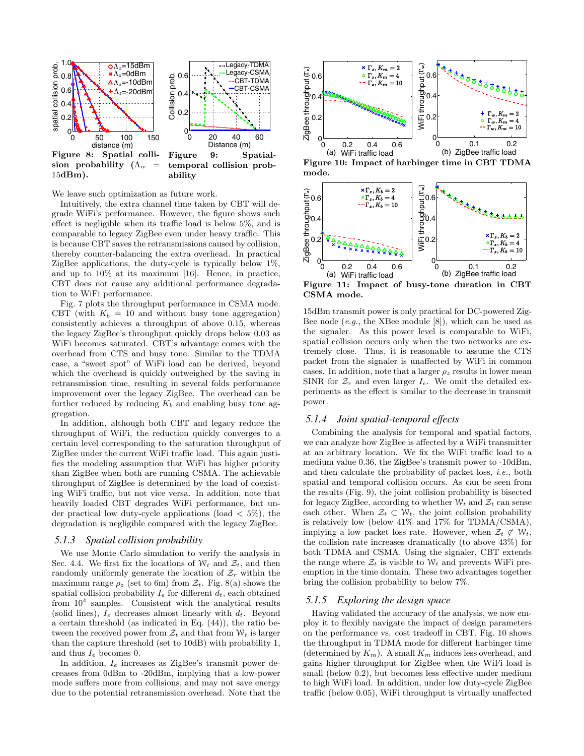Figure 8: Spatial collision probability ($\Lambda_w$ = 15dBm).

Figure 9: Spatial-temporal collision probability

We leave such optimization as future work.

Intuitively, the extra channel time taken by CBT will degrade WiFi's performance. However, the figure shows such effect is negligible when its traffic load is below 5%, and is comparable to legacy ZigBee even under heavy traffic. This is because CBT saves the retransmissions caused by collision, thereby counter-balancing the extra overhead. In practical ZigBee applications, the duty-cycle is typically below 1%, and up to 10% at its maximum [16]. Hence, in practice, CBT does not cause any additional performance degradation to WiFi performance.

Fig. 7 plots the throughput performance in CSMA mode. CBT (with $K_b = 10$ and without busy tone aggregation) consistently achieves a throughput of above 0.15, whereas the legacy ZigBee's throughput quickly drops below 0.03 as WiFi becomes saturated. CBT's advantage comes with the overhead from CTS and busy tone. Similar to the TDMA case, a "sweet spot" of WiFi load can be derived, beyond which the overhead is quickly outweighed by the saving in retransmission time, resulting in several folds performance improvement over the legacy ZigBee. The overhead can be further reduced by reducing $K_b$ and enabling busy tone aggregation.

In addition, although both CBT and legacy reduce the throughput of WiFi, the reduction quickly converges to a certain level corresponding to the saturation throughput of ZigBee under the current WiFi traffic load. This again justifies the modeling assumption that WiFi has higher priority than ZigBee when both are running CSMA. The achievable throughput of ZigBee is determined by the load of coexisting WiFi traffic, but not vice versa. In addition, note that heavily loaded CBT degrades WiFi performance, but under practical low duty-cycle applications (load < 5%), the degradation is negligible compared with the legacy ZigBee.

### 5.1.3 Spatial collision probability

We use Monte Carlo simulation to verify the analysis in Sec. 4.4. We first fix the locations of $\mathcal{W}_t$ and $\mathcal{Z}_t$, and then randomly uniformly generate the location of $\mathcal{Z}_r$ within the maximum range $\rho_z$ (set to 6m) from $\mathcal{Z}_t$. Fig. 8(a) shows the spatial collision probability $I_e$ for different $d_t$, each obtained from $10^4$ samples. Consistent with the analytical results (solid lines), $I_e$ decreases almost linearly with $d_t$. Beyond a certain threshold (as indicated in Eq. (44)), the ratio between the received power from $\mathcal{Z}_t$ and that from $\mathcal{W}_t$ is larger than the capture threshold (set to 10dB) with probability 1, and thus $I_e$ becomes 0.

In addition, $I_e$ increases as ZigBee's transmit power decreases from 0dBm to -20dBm, implying that a low-power mode suffers more from collisions, and may not save energy due to the potential retransmission overhead. Note that the 15dBm transmit power is only practical for DC-powered ZigBee node (*e.g.*, the XBee module [8]), which can be used as the signaler. As this power level is comparable to WiFi, spatial collision occurs only when the two networks are extremely close. Thus, it is reasonable to assume the CTS packet from the signaler is unaffected by WiFi in common cases. In addition, note that a larger $\rho_z$ results in lower mean SINR for $\mathcal{Z}_r$ and even larger $I_e$. We omit the detailed experiments as the effect is similar to the decrease in transmit power.

### 5.1.4 Joint spatial-temporal effects

Combining the analysis for temporal and spatial factors, we can analyze how ZigBee is affected by a WiFi transmitter at an arbitrary location. We fix the WiFi traffic load to a medium value 0.36, the ZigBee's transmit power to -10dBm, and then calculate the probability of packet loss, *i.e.*, both spatial and temporal collision occurs. As can be seen from the results (Fig. 9), the joint collision probability is bisected for legacy ZigBee, according to whether $\mathcal{W}_t$ and $\mathcal{Z}_t$ can sense each other. When $\mathcal{Z}_t \subset \mathcal{W}_t$, the joint collision probability is relatively low (below 41% and 17% for TDMA/CSMA), implying a low packet loss rate. However, when $\mathcal{Z}_t \not\subset \mathcal{W}_t$, the collision rate increases dramatically (to above 43%) for both TDMA and CSMA. Using the signaler, CBT extends the range where $\mathcal{Z}_t$ is visible to $\mathcal{W}_t$ and prevents WiFi preemption in the time domain. These two advantages together bring the collision probability to below 7%.

### 5.1.5 Exploring the design space

Figure 10: Impact of harbinger time in CBT TDMA mode.

Figure 11: Impact of busy-tone duration in CBT CSMA mode.

Having validated the accuracy of the analysis, we now employ it to flexibly navigate the impact of design parameters on the performance vs. cost tradeoff in CBT. Fig. 10 shows the throughput in TDMA mode for different harbinger time (determined by $K_m$). A small $K_m$ induces less overhead, and gains higher throughput for ZigBee when the WiFi load is small (below 0.2), but becomes less effective under medium to high WiFi load. In addition, under low duty-cycle ZigBee traffic (below 0.05), WiFi throughput is virtually unaffected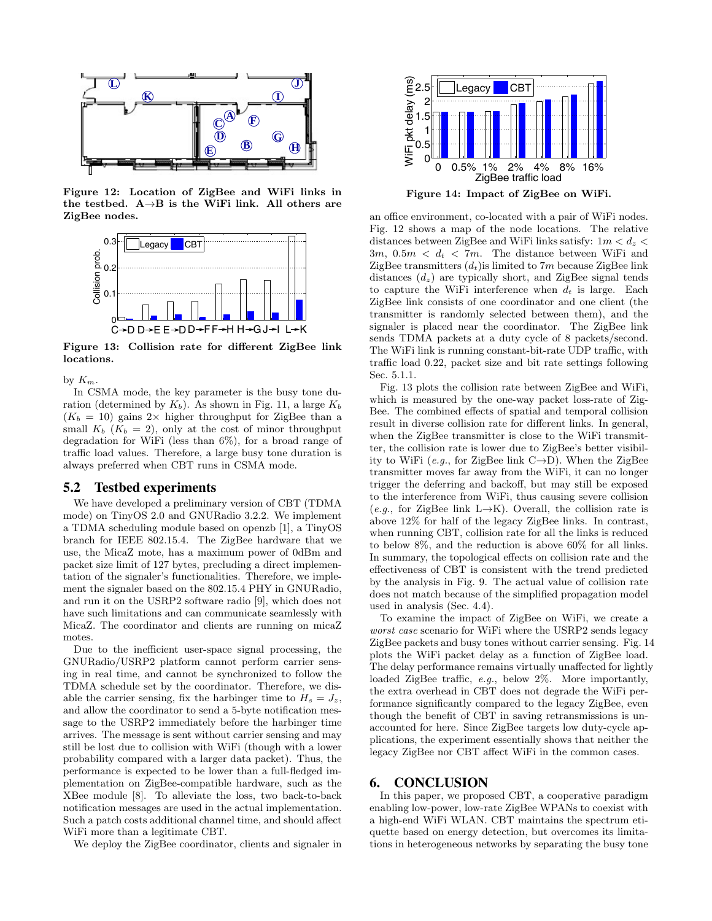Figure 12: Location of ZigBee and WiFi links in the testbed. A→B is the WiFi link. All others are ZigBee nodes.

Figure 13: Collision rate for different ZigBee link locations.

by $K_m$.

In CSMA mode, the key parameter is the busy tone duration (determined by $K_b$). As shown in Fig. 11, a large $K_b$ ($K_b = 10$) gains 2× higher throughput for ZigBee than a small $K_b$ ($K_b = 2$), only at the cost of minor throughput degradation for WiFi (less than 6%), for a broad range of traffic load values. Therefore, a large busy tone duration is always preferred when CBT runs in CSMA mode.

## 5.2 Testbed experiments

We have developed a preliminary version of CBT (TDMA mode) on TinyOS 2.0 and GNURadio 3.2.2. We implement a TDMA scheduling module based on openzb [1], a TinyOS branch for IEEE 802.15.4. The ZigBee hardware that we use, the MicaZ mote, has a maximum power of 0dBm and packet size limit of 127 bytes, precluding a direct implementation of the signaler's functionalities. Therefore, we implement the signaler based on the 802.15.4 PHY in GNURadio, and run it on the USRP2 software radio [9], which does not have such limitations and can communicate seamlessly with MicaZ. The coordinator and clients are running on micaZ motes.

Due to the inefficient user-space signal processing, the GNURadio/USRP2 platform cannot perform carrier sensing in real time, and cannot be synchronized to follow the TDMA schedule set by the coordinator. Therefore, we disable the carrier sensing, fix the harbinger time to $H_s = J_z$, and allow the coordinator to send a 5-byte notification message to the USRP2 immediately before the harbinger time arrives. The message is sent without carrier sensing and may still be lost due to collision with WiFi (though with a lower probability compared with a larger data packet). Thus, the performance is expected to be lower than a full-fledged implementation on ZigBee-compatible hardware, such as the XBee module [8]. To alleviate the loss, two back-to-back notification messages are used in the actual implementation. Such a patch costs additional channel time, and should affect WiFi more than a legitimate CBT.

We deploy the ZigBee coordinator, clients and signaler in an office environment, co-located with a pair of WiFi nodes. Fig. 12 shows a map of the node locations. The relative distances between ZigBee and WiFi links satisfy: $1m < d_z < 3m$, $0.5m < d_t < 7m$. The distance between WiFi and ZigBee transmitters ($d_t$)is limited to $7m$ because ZigBee link distances ($d_z$) are typically short, and ZigBee signal tends to capture the WiFi interference when $d_t$ is large. Each ZigBee link consists of one coordinator and one client (the transmitter is randomly selected between them), and the signaler is placed near the coordinator. The ZigBee link sends TDMA packets at a duty cycle of 8 packets/second. The WiFi link is running constant-bit-rate UDP traffic, with traffic load 0.22, packet size and bit rate settings following Sec. 5.1.1.

Fig. 13 plots the collision rate between ZigBee and WiFi, which is measured by the one-way packet loss-rate of ZigBee. The combined effects of spatial and temporal collision result in diverse collision rate for different links. In general, when the ZigBee transmitter is close to the WiFi transmitter, the collision rate is lower due to ZigBee's better visibility to WiFi (*e.g.*, for ZigBee link C→D). When the ZigBee transmitter moves far away from the WiFi, it can no longer trigger the deferring and backoff, but may still be exposed to the interference from WiFi, thus causing severe collision (*e.g.*, for ZigBee link L→K). Overall, the collision rate is above 12% for half of the legacy ZigBee links. In contrast, when running CBT, collision rate for all the links is reduced to below 8%, and the reduction is above 60% for all links. In summary, the topological effects on collision rate and the effectiveness of CBT is consistent with the trend predicted by the analysis in Fig. 9. The actual value of collision rate does not match because of the simplified propagation model used in analysis (Sec. 4.4).

To examine the impact of ZigBee on WiFi, we create a *worst case* scenario for WiFi where the USRP2 sends legacy ZigBee packets and busy tones without carrier sensing. Fig. 14 plots the WiFi packet delay as a function of ZigBee load. The delay performance remains virtually unaffected for lightly loaded ZigBee traffic, *e.g.*, below 2%. More importantly, the extra overhead in CBT does not degrade the WiFi performance significantly compared to the legacy ZigBee, even though the benefit of CBT in saving retransmissions is unaccounted for here. Since ZigBee targets low duty-cycle applications, the experiment essentially shows that neither the legacy ZigBee nor CBT affect WiFi in the common cases.

Figure 14: Impact of ZigBee on WiFi.

# 6. CONCLUSION

In this paper, we proposed CBT, a cooperative paradigm enabling low-power, low-rate ZigBee WPANs to coexist with a high-end WiFi WLAN. CBT maintains the spectrum etiquette based on energy detection, but overcomes its limitations in heterogeneous networks by separating the busy tone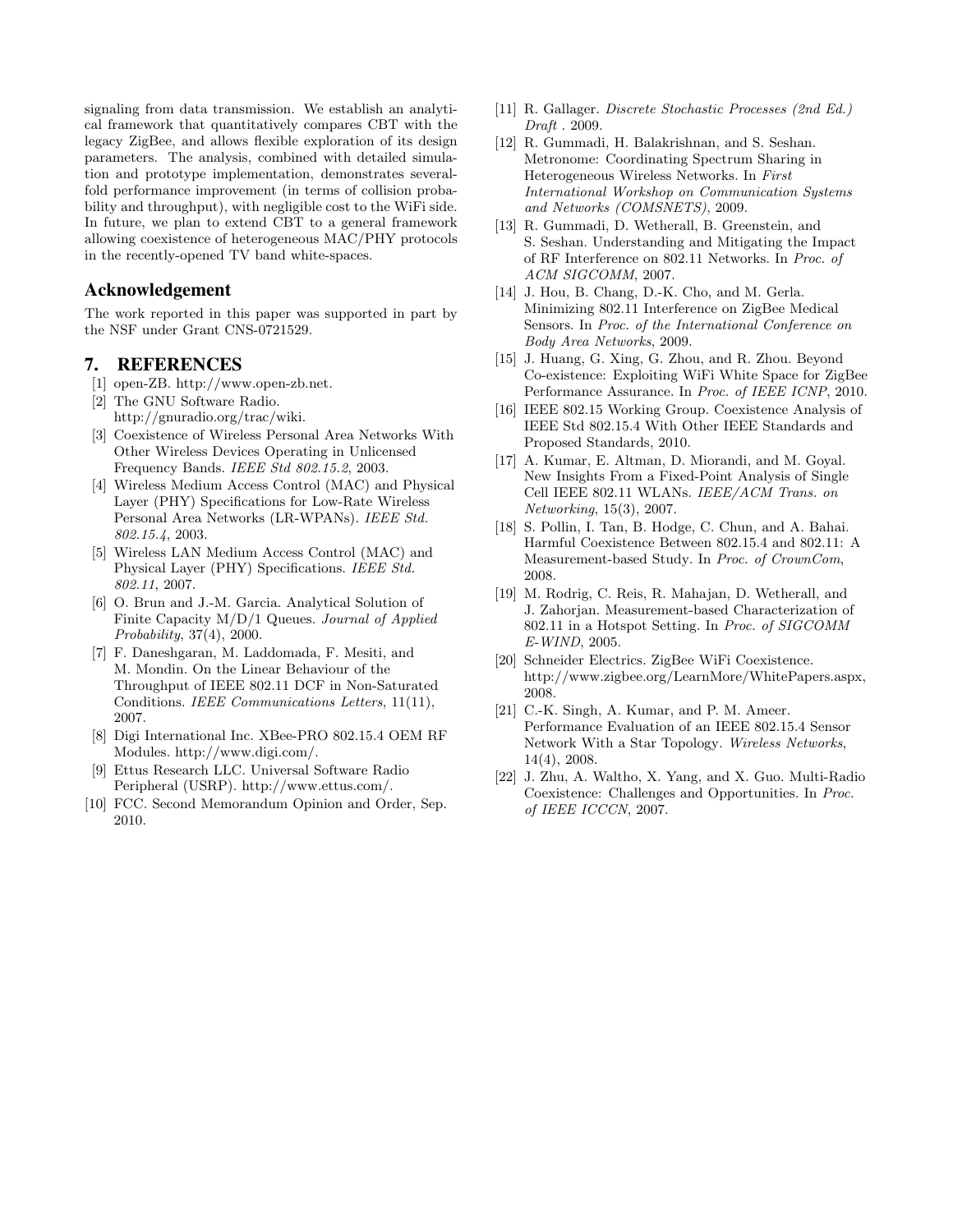signaling from data transmission. We establish an analytical framework that quantitatively compares CBT with the legacy ZigBee, and allows flexible exploration of its design parameters. The analysis, combined with detailed simulation and prototype implementation, demonstrates severalfold performance improvement (in terms of collision probability and throughput), with negligible cost to the WiFi side. In future, we plan to extend CBT to a general framework allowing coexistence of heterogeneous MAC/PHY protocols in the recently-opened TV band white-spaces.

## Acknowledgement

The work reported in this paper was supported in part by the NSF under Grant CNS-0721529.

## 7. REFERENCES

[1] open-ZB. http://www.open-zb.net.

[2] The GNU Software Radio. http://gnuradio.org/trac/wiki.

[3] Coexistence of Wireless Personal Area Networks With Other Wireless Devices Operating in Unlicensed Frequency Bands. *IEEE Std 802.15.2*, 2003.

[4] Wireless Medium Access Control (MAC) and Physical Layer (PHY) Specifications for Low-Rate Wireless Personal Area Networks (LR-WPANs). *IEEE Std. 802.15.4*, 2003.

[5] Wireless LAN Medium Access Control (MAC) and Physical Layer (PHY) Specifications. *IEEE Std. 802.11*, 2007.

[6] O. Brun and J.-M. Garcia. Analytical Solution of Finite Capacity M/D/1 Queues. *Journal of Applied Probability*, 37(4), 2000.

[7] F. Daneshgaran, M. Laddomada, F. Mesiti, and M. Mondin. On the Linear Behaviour of the Throughput of IEEE 802.11 DCF in Non-Saturated Conditions. *IEEE Communications Letters*, 11(11), 2007.

[8] Digi International Inc. XBee-PRO 802.15.4 OEM RF Modules. http://www.digi.com/.

[9] Ettus Research LLC. Universal Software Radio Peripheral (USRP). http://www.ettus.com/.

[10] FCC. Second Memorandum Opinion and Order, Sep. 2010.

[11] R. Gallager. *Discrete Stochastic Processes (2nd Ed.) Draft* . 2009.

[12] R. Gummadi, H. Balakrishnan, and S. Seshan. Metronome: Coordinating Spectrum Sharing in Heterogeneous Wireless Networks. In *First International Workshop on Communication Systems and Networks (COMSNETS)*, 2009.

[13] R. Gummadi, D. Wetherall, B. Greenstein, and S. Seshan. Understanding and Mitigating the Impact of RF Interference on 802.11 Networks. In *Proc. of ACM SIGCOMM*, 2007.

[14] J. Hou, B. Chang, D.-K. Cho, and M. Gerla. Minimizing 802.11 Interference on ZigBee Medical Sensors. In *Proc. of the International Conference on Body Area Networks*, 2009.

[15] J. Huang, G. Xing, G. Zhou, and R. Zhou. Beyond Co-existence: Exploiting WiFi White Space for ZigBee Performance Assurance. In *Proc. of IEEE ICNP*, 2010.

[16] IEEE 802.15 Working Group. Coexistence Analysis of IEEE Std 802.15.4 With Other IEEE Standards and Proposed Standards, 2010.

[17] A. Kumar, E. Altman, D. Miorandi, and M. Goyal. New Insights From a Fixed-Point Analysis of Single Cell IEEE 802.11 WLANs. *IEEE/ACM Trans. on Networking*, 15(3), 2007.

[18] S. Pollin, I. Tan, B. Hodge, C. Chun, and A. Bahai. Harmful Coexistence Between 802.15.4 and 802.11: A Measurement-based Study. In *Proc. of CrownCom*, 2008.

[19] M. Rodrig, C. Reis, R. Mahajan, D. Wetherall, and J. Zahorjan. Measurement-based Characterization of 802.11 in a Hotspot Setting. In *Proc. of SIGCOMM E-WIND*, 2005.

[20] Schneider Electrics. ZigBee WiFi Coexistence. http://www.zigbee.org/LearnMore/WhitePapers.aspx, 2008.

[21] C.-K. Singh, A. Kumar, and P. M. Ameer. Performance Evaluation of an IEEE 802.15.4 Sensor Network With a Star Topology. *Wireless Networks*, 14(4), 2008.

[22] J. Zhu, A. Waltho, X. Yang, and X. Guo. Multi-Radio Coexistence: Challenges and Opportunities. In *Proc. of IEEE ICCCN*, 2007.